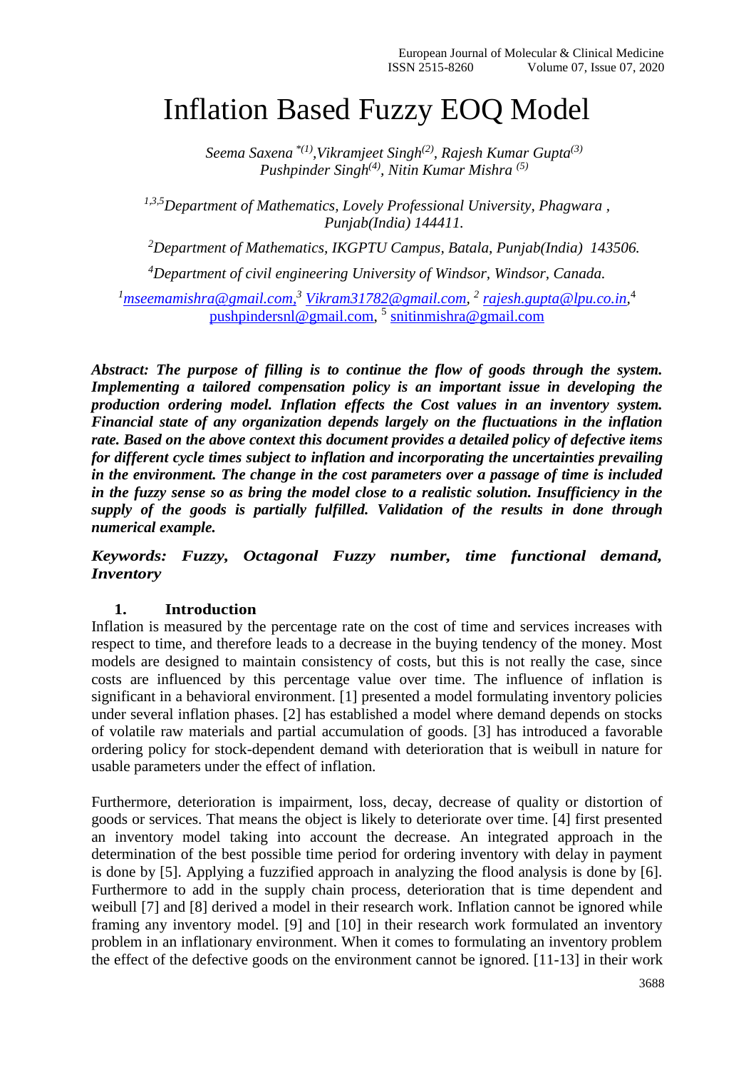# Inflation Based Fuzzy EOQ Model

*Seema Saxena [*(1)], Vikramjeet Singh[(2)], Rajesh Kumar Gupta[(3)]*
*Pushpinder Singh[(4)], Nitin Kumar Mishra [(5)]*

*[1,3,5]Department of Mathematics, Lovely Professional University, Phagwara , Punjab(India) 144411.*

*[2]Department of Mathematics, IKGPTU Campus, Batala, Punjab(India) 143506.*

*[4]Department of civil engineering University of Windsor, Windsor, Canada.*

[1]mseemamishra@gmail.com,[3] Vikram31782@gmail.com, [2] rajesh.gupta@lpu.co.in,[4] pushpindersnl@gmail.com, [5] snitinmishra@gmail.com

***Abstract: The purpose of filling is to continue the flow of goods through the system. Implementing a tailored compensation policy is an important issue in developing the production ordering model. Inflation effects the Cost values in an inventory system. Financial state of any organization depends largely on the fluctuations in the inflation rate. Based on the above context this document provides a detailed policy of defective items for different cycle times subject to inflation and incorporating the uncertainties prevailing in the environment. The change in the cost parameters over a passage of time is included in the fuzzy sense so as bring the model close to a realistic solution. Insufficiency in the supply of the goods is partially fulfilled. Validation of the results in done through numerical example.***

***Keywords: Fuzzy, Octagonal Fuzzy number, time functional demand, Inventory***

## 1. Introduction

Inflation is measured by the percentage rate on the cost of time and services increases with respect to time, and therefore leads to a decrease in the buying tendency of the money. Most models are designed to maintain consistency of costs, but this is not really the case, since costs are influenced by this percentage value over time. The influence of inflation is significant in a behavioral environment. [1] presented a model formulating inventory policies under several inflation phases. [2] has established a model where demand depends on stocks of volatile raw materials and partial accumulation of goods. [3] has introduced a favorable ordering policy for stock-dependent demand with deterioration that is weibull in nature for usable parameters under the effect of inflation.

Furthermore, deterioration is impairment, loss, decay, decrease of quality or distortion of goods or services. That means the object is likely to deteriorate over time. [4] first presented an inventory model taking into account the decrease. An integrated approach in the determination of the best possible time period for ordering inventory with delay in payment is done by [5]. Applying a fuzzified approach in analyzing the flood analysis is done by [6]. Furthermore to add in the supply chain process, deterioration that is time dependent and weibull [7] and [8] derived a model in their research work. Inflation cannot be ignored while framing any inventory model. [9] and [10] in their research work formulated an inventory problem in an inflationary environment. When it comes to formulating an inventory problem the effect of the defective goods on the environment cannot be ignored. [11-13] in their work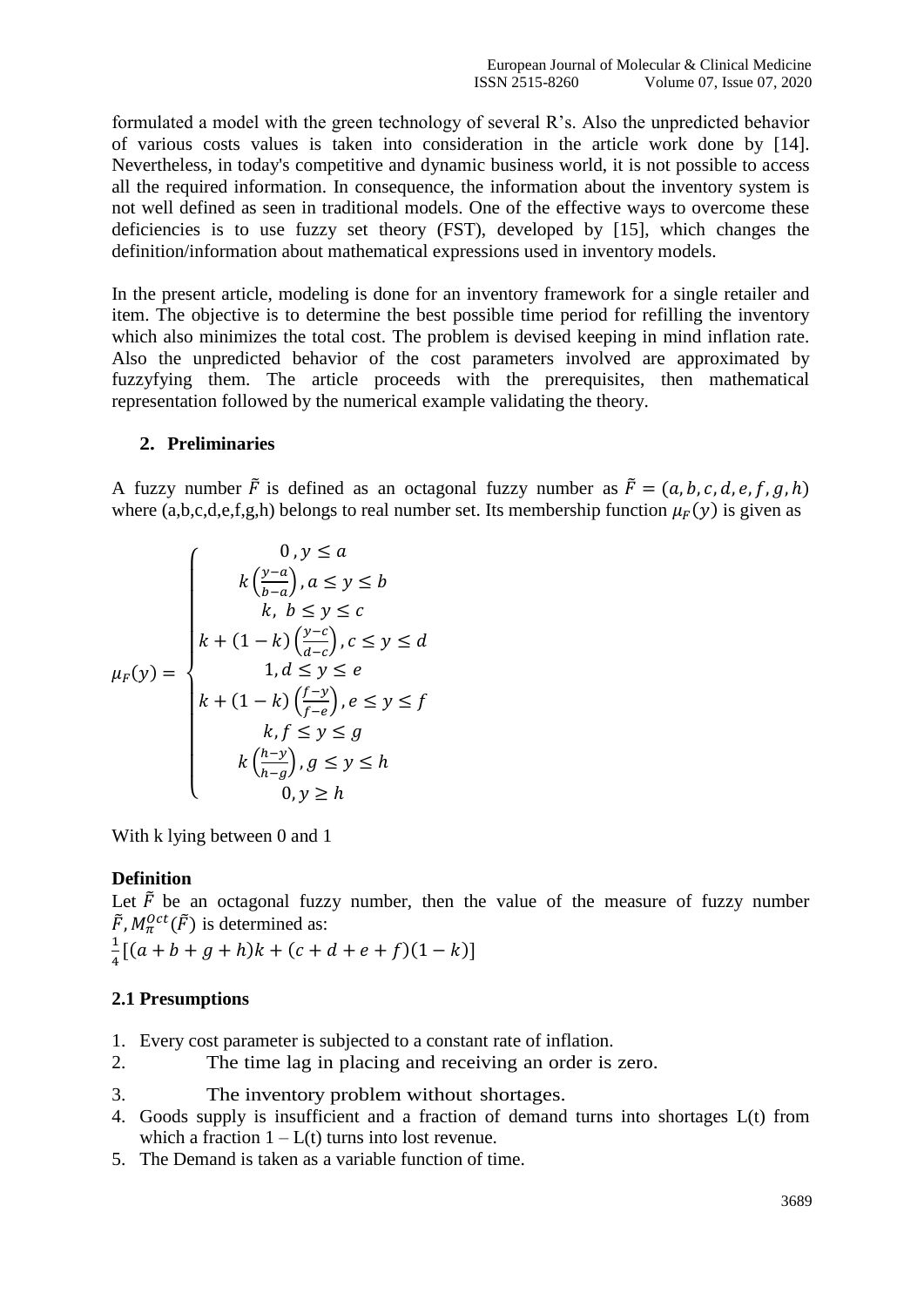formulated a model with the green technology of several R's. Also the unpredicted behavior of various costs values is taken into consideration in the article work done by [14]. Nevertheless, in today's competitive and dynamic business world, it is not possible to access all the required information. In consequence, the information about the inventory system is not well defined as seen in traditional models. One of the effective ways to overcome these deficiencies is to use fuzzy set theory (FST), developed by [15], which changes the definition/information about mathematical expressions used in inventory models.

In the present article, modeling is done for an inventory framework for a single retailer and item. The objective is to determine the best possible time period for refilling the inventory which also minimizes the total cost. The problem is devised keeping in mind inflation rate. Also the unpredicted behavior of the cost parameters involved are approximated by fuzzyfying them. The article proceeds with the prerequisites, then mathematical representation followed by the numerical example validating the theory.

## 2. Preliminaries

A fuzzy number $\tilde{F}$ is defined as an octagonal fuzzy number as $\tilde{F} = (a, b, c, d, e, f, g, h)$ where (a,b,c,d,e,f,g,h) belongs to real number set. Its membership function $\mu_F(y)$ is given as

$$
\mu_F(y) = \begin{cases} 0, y \leq a \\ k\left(\frac{y-a}{b-a}\right), a \leq y \leq b \\ k,\ b \leq y \leq c \\ k + (1-k)\left(\frac{y-c}{d-c}\right), c \leq y \leq d \\ 1, d \leq y \leq e \\ k + (1-k)\left(\frac{f-y}{f-e}\right), e \leq y \leq f \\ k, f \leq y \leq g \\ k\left(\frac{h-y}{h-g}\right), g \leq y \leq h \\ 0, y \geq h \end{cases}
$$

With k lying between 0 and 1

**Definition**

Let $\tilde{F}$ be an octagonal fuzzy number, then the value of the measure of fuzzy number $\tilde{F}, M_{\pi}^{Oct}(\tilde{F})$ is determined as:

$\frac{1}{4}[(a + b + g + h)k + (c + d + e + f)(1 - k)]$

### 2.1 Presumptions

1. Every cost parameter is subjected to a constant rate of inflation.
2. The time lag in placing and receiving an order is zero.
3. The inventory problem without shortages.
4. Goods supply is insufficient and a fraction of demand turns into shortages L(t) from which a fraction 1 – L(t) turns into lost revenue.
5. The Demand is taken as a variable function of time.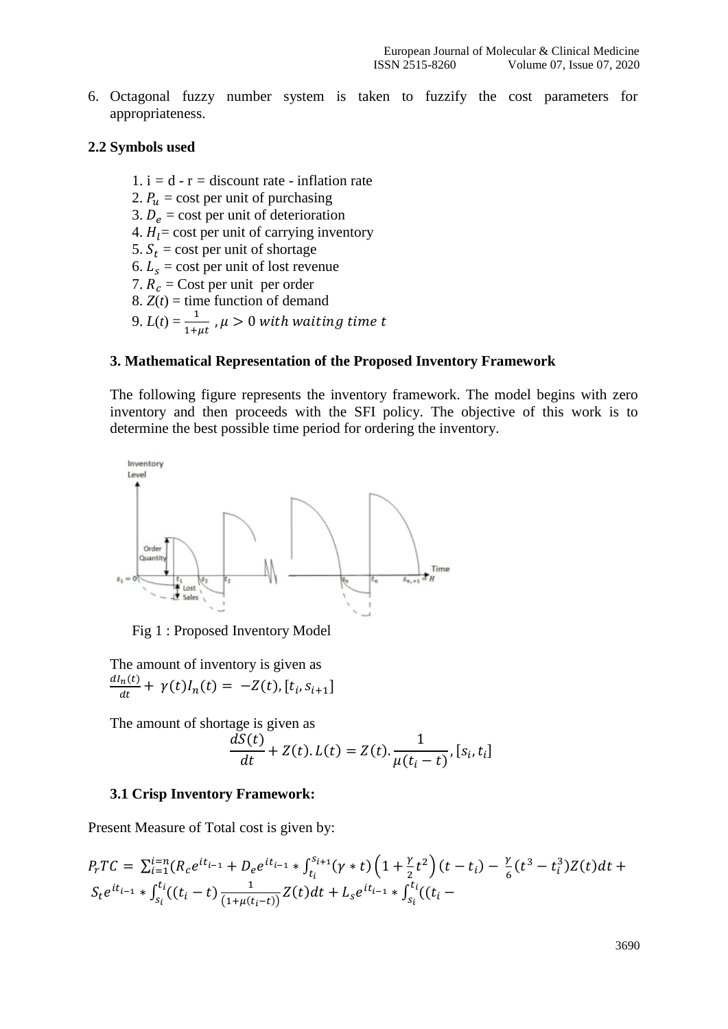6. Octagonal fuzzy number system is taken to fuzzify the cost parameters for appropriateness.

**2.2 Symbols used**

1. i = d - r = discount rate - inflation rate
2. $P_u$ = cost per unit of purchasing
3. $D_e$ = cost per unit of deterioration
4. $H_l$= cost per unit of carrying inventory
5. $S_t$ = cost per unit of shortage
6. $L_s$ = cost per unit of lost revenue
7. $R_c$ = Cost per unit per order
8. $Z(t)$ = time function of demand
9. $L(t) = \frac{1}{1+\mu t}$ , $\mu > 0$ *with waiting time t*

### 3. Mathematical Representation of the Proposed Inventory Framework

The following figure represents the inventory framework. The model begins with zero inventory and then proceeds with the SFI policy. The objective of this work is to determine the best possible time period for ordering the inventory.

Fig 1 : Proposed Inventory Model

The amount of inventory is given as

$$\frac{dI_n(t)}{dt} + \gamma(t)I_n(t) = -Z(t), [t_i, s_{i+1}]$$

The amount of shortage is given as

$$\frac{dS(t)}{dt} + Z(t).L(t) = Z(t).\frac{1}{\mu(t_i - t)}, [s_i, t_i]$$

#### 3.1 Crisp Inventory Framework:

Present Measure of Total cost is given by:

$$P_rTC = \sum_{i=1}^{i=n}(R_c e^{it_{i-1}} + D_e e^{it_{i-1}} * \int_{t_i}^{s_{i+1}}(\gamma * t)\left(1 + \frac{\gamma}{2}t^2\right)(t - t_i) - \frac{\gamma}{6}(t^3 - t_i^3)Z(t)dt +$$
$$S_t e^{it_{i-1}} * \int_{s_i}^{t_i}((t_i - t)\frac{1}{(1+\mu(t_i - t))}Z(t)dt + L_s e^{it_{i-1}} * \int_{s_i}^{t_i}((t_i -$$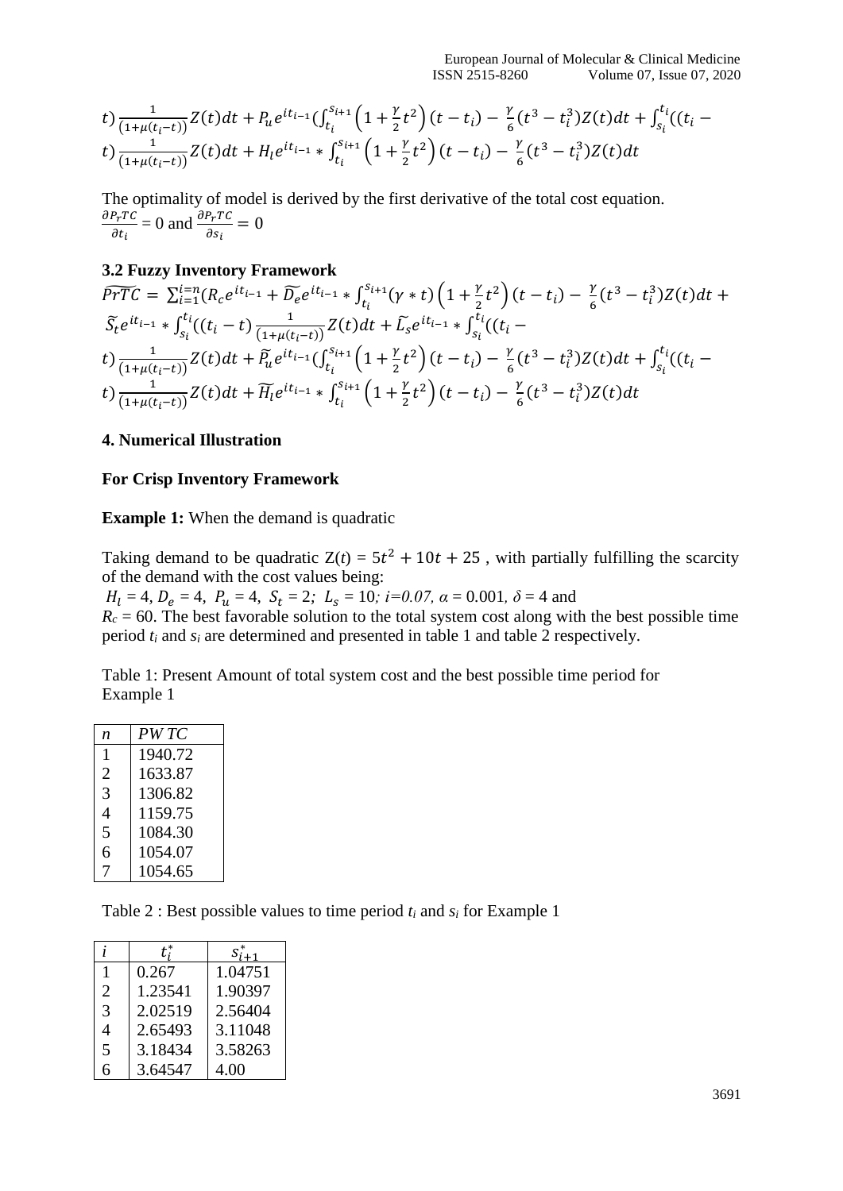$$t)\frac{1}{(1+\mu(t_i-t))}Z(t)dt + P_u e^{it_{i-1}}(\int_{t_i}^{s_{i+1}}\left(1+\frac{\gamma}{2}t^2\right)(t-t_i) - \frac{\gamma}{6}(t^3-t_i^3)Z(t)dt + \int_{s_i}^{t_i}((t_i - t)\frac{1}{(1+\mu(t_i-t))}Z(t)dt + H_l e^{it_{i-1}} * \int_{t_i}^{s_{i+1}}\left(1+\frac{\gamma}{2}t^2\right)(t-t_i) - \frac{\gamma}{6}(t^3-t_i^3)Z(t)dt$$

The optimality of model is derived by the first derivative of the total cost equation.

$\frac{\partial P_rTC}{\partial t_i} = 0$ and $\frac{\partial P_rTC}{\partial s_i} = 0$

### 3.2 Fuzzy Inventory Framework

$$\widetilde{PrTC} = \sum_{i=1}^{i=n}(R_c e^{it_{i-1}} + \widetilde{D_e} e^{it_{i-1}} * \int_{t_i}^{s_{i+1}}(\gamma * t)\left(1+\frac{\gamma}{2}t^2\right)(t-t_i) - \frac{\gamma}{6}(t^3-t_i^3)Z(t)dt + \widetilde{S_t} e^{it_{i-1}} * \int_{s_i}^{t_i}((t_i - t)\frac{1}{(1+\mu(t_i-t))}Z(t)dt + \widetilde{L_s} e^{it_{i-1}} * \int_{s_i}^{t_i}((t_i - t)\frac{1}{(1+\mu(t_i-t))}Z(t)dt + \widetilde{P_u} e^{it_{i-1}}(\int_{t_i}^{s_{i+1}}\left(1+\frac{\gamma}{2}t^2\right)(t-t_i) - \frac{\gamma}{6}(t^3-t_i^3)Z(t)dt + \int_{s_i}^{t_i}((t_i - t)\frac{1}{(1+\mu(t_i-t))}Z(t)dt + \widetilde{H_l} e^{it_{i-1}} * \int_{t_i}^{s_{i+1}}\left(1+\frac{\gamma}{2}t^2\right)(t-t_i) - \frac{\gamma}{6}(t^3-t_i^3)Z(t)dt$$

## 4. Numerical Illustration

**For Crisp Inventory Framework**

**Example 1:** When the demand is quadratic

Taking demand to be quadratic $Z(t) = 5t^2 + 10t + 25$ , with partially fulfilling the scarcity of the demand with the cost values being:

$H_l = 4$, $D_e = 4$, $P_u = 4$, $S_t = 2$; $L_s = 10$; $i=0.07$, $\alpha = 0.001$, $\delta = 4$ and $R_c = 60$. The best favorable solution to the total system cost along with the best possible time period $t_i$ and $s_i$ are determined and presented in table 1 and table 2 respectively.

Table 1: Present Amount of total system cost and the best possible time period for Example 1

| *n* | *PW TC* |
|---|---|
| 1 | 1940.72 |
| 2 | 1633.87 |
| 3 | 1306.82 |
| 4 | 1159.75 |
| 5 | 1084.30 |
| 6 | 1054.07 |
| 7 | 1054.65 |

Table 2 : Best possible values to time period $t_i$ and $s_i$ for Example 1

| *i* | $t_i^*$ | $s_{i+1}^*$ |
|---|---|---|
| 1 | 0.267 | 1.04751 |
| 2 | 1.23541 | 1.90397 |
| 3 | 2.02519 | 2.56404 |
| 4 | 2.65493 | 3.11048 |
| 5 | 3.18434 | 3.58263 |
| 6 | 3.64547 | 4.00 |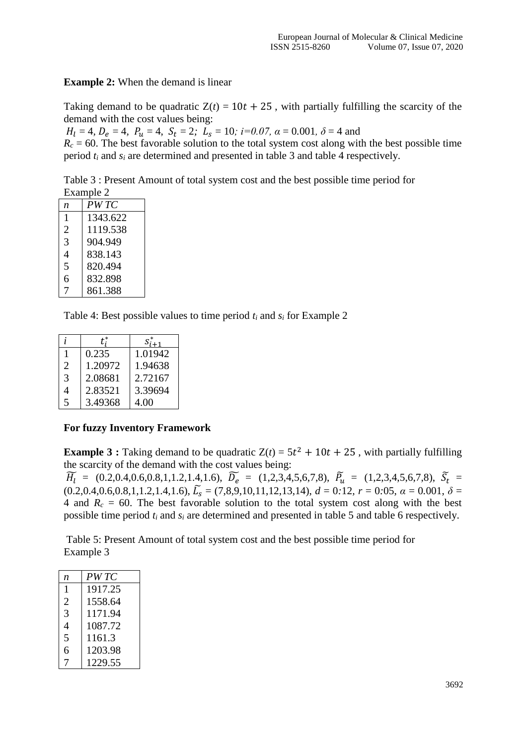**Example 2:** When the demand is linear

Taking demand to be quadratic Z($t$) = $10t + 25$ , with partially fulfilling the scarcity of the demand with the cost values being:

$H_l$ = 4, $D_e$ = 4, $P_u$ = 4, $S_t$ = 2; $L_s$ = 10; $i$=0.07, $\alpha$ = 0.001, $\delta$ = 4 and $R_c$ = 60. The best favorable solution to the total system cost along with the best possible time period $t_i$ and $s_i$ are determined and presented in table 3 and table 4 respectively.

Table 3 : Present Amount of total system cost and the best possible time period for Example 2

| $n$ | $PW\,TC$ |
|---|---|
| 1 | 1343.622 |
| 2 | 1119.538 |
| 3 | 904.949 |
| 4 | 838.143 |
| 5 | 820.494 |
| 6 | 832.898 |
| 7 | 861.388 |

Table 4: Best possible values to time period $t_i$ and $s_i$ for Example 2

| $i$ | $t_i^*$ | $s_{i+1}^*$ |
|---|---|---|
| 1 | 0.235 | 1.01942 |
| 2 | 1.20972 | 1.94638 |
| 3 | 2.08681 | 2.72167 |
| 4 | 2.83521 | 3.39694 |
| 5 | 3.49368 | 4.00 |

**For fuzzy Inventory Framework**

**Example 3 :** Taking demand to be quadratic Z($t$) = $5t^2 + 10t + 25$ , with partially fulfilling the scarcity of the demand with the cost values being:

$\widetilde{H_l}$ = (0.2,0.4,0.6,0.8,1,1.2,1.4,1.6), $\widetilde{D_e}$ = (1,2,3,4,5,6,7,8), $\widetilde{P_u}$ = (1,2,3,4,5,6,7,8), $\widetilde{S_t}$ = (0.2,0.4,0.6,0.8,1,1.2,1.4,1.6), $\widetilde{L_s}$ = (7,8,9,10,11,12,13,14), $d$ = 0:12, $r$ = 0:05, $\alpha$ = 0.001, $\delta$ = 4 and $R_c$ = 60. The best favorable solution to the total system cost along with the best possible time period $t_i$ and $s_i$ are determined and presented in table 5 and table 6 respectively.

Table 5: Present Amount of total system cost and the best possible time period for Example 3

| $n$ | $PW\,TC$ |
|---|---|
| 1 | 1917.25 |
| 2 | 1558.64 |
| 3 | 1171.94 |
| 4 | 1087.72 |
| 5 | 1161.3 |
| 6 | 1203.98 |
| 7 | 1229.55 |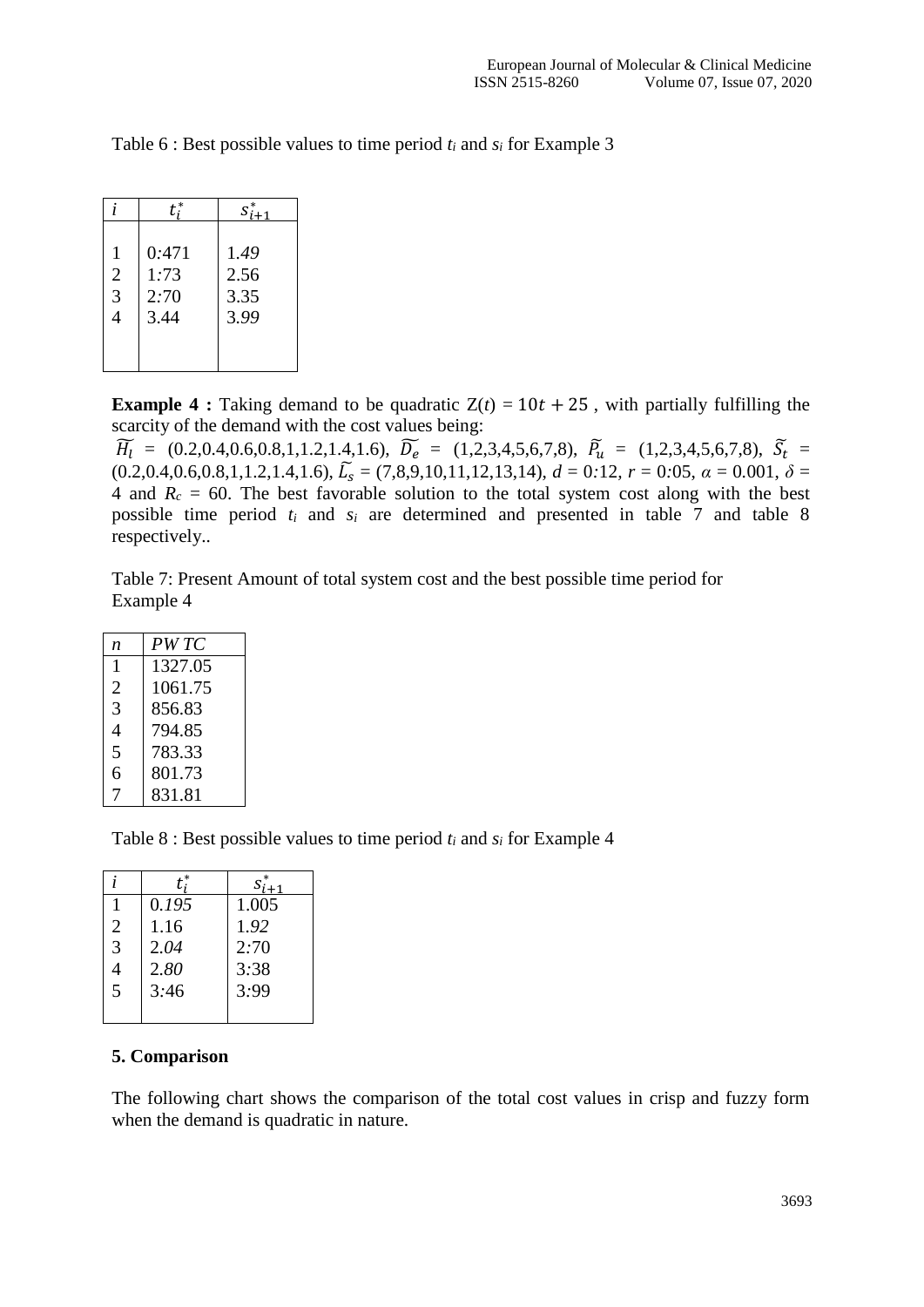Table 6 : Best possible values to time period $t_i$ and $s_i$ for Example 3

| $i$ | $t_i^*$ | $s_{i+1}^*$ |
|---|---|---|
| 1 | 0:471 | 1.49 |
| 2 | 1:73 | 2.56 |
| 3 | 2:70 | 3.35 |
| 4 | 3.44 | 3.99 |

**Example 4 :** Taking demand to be quadratic $Z(t) = 10t + 25$ , with partially fulfilling the scarcity of the demand with the cost values being:
$\widetilde{H_l}$ = (0.2,0.4,0.6,0.8,1,1.2,1.4,1.6), $\widetilde{D_e}$ = (1,2,3,4,5,6,7,8), $\widetilde{P_u}$ = (1,2,3,4,5,6,7,8), $\widetilde{S_t}$ = (0.2,0.4,0.6,0.8,1,1.2,1.4,1.6), $\widetilde{L_s}$ = (7,8,9,10,11,12,13,14), $d$ = 0:12, $r$ = 0:05, $\alpha$ = 0.001, $\delta$ = 4 and $R_c$ = 60. The best favorable solution to the total system cost along with the best possible time period $t_i$ and $s_i$ are determined and presented in table 7 and table 8 respectively..

Table 7: Present Amount of total system cost and the best possible time period for Example 4

| $n$ | *PW TC* |
|---|---|
| 1 | 1327.05 |
| 2 | 1061.75 |
| 3 | 856.83 |
| 4 | 794.85 |
| 5 | 783.33 |
| 6 | 801.73 |
| 7 | 831.81 |

Table 8 : Best possible values to time period $t_i$ and $s_i$ for Example 4

| $i$ | $t_i^*$ | $s_{i+1}^*$ |
|---|---|---|
| 1 | 0.195 | 1.005 |
| 2 | 1.16 | 1.92 |
| 3 | 2.04 | 2:70 |
| 4 | 2.80 | 3:38 |
| 5 | 3:46 | 3:99 |

## 5. Comparison

The following chart shows the comparison of the total cost values in crisp and fuzzy form when the demand is quadratic in nature.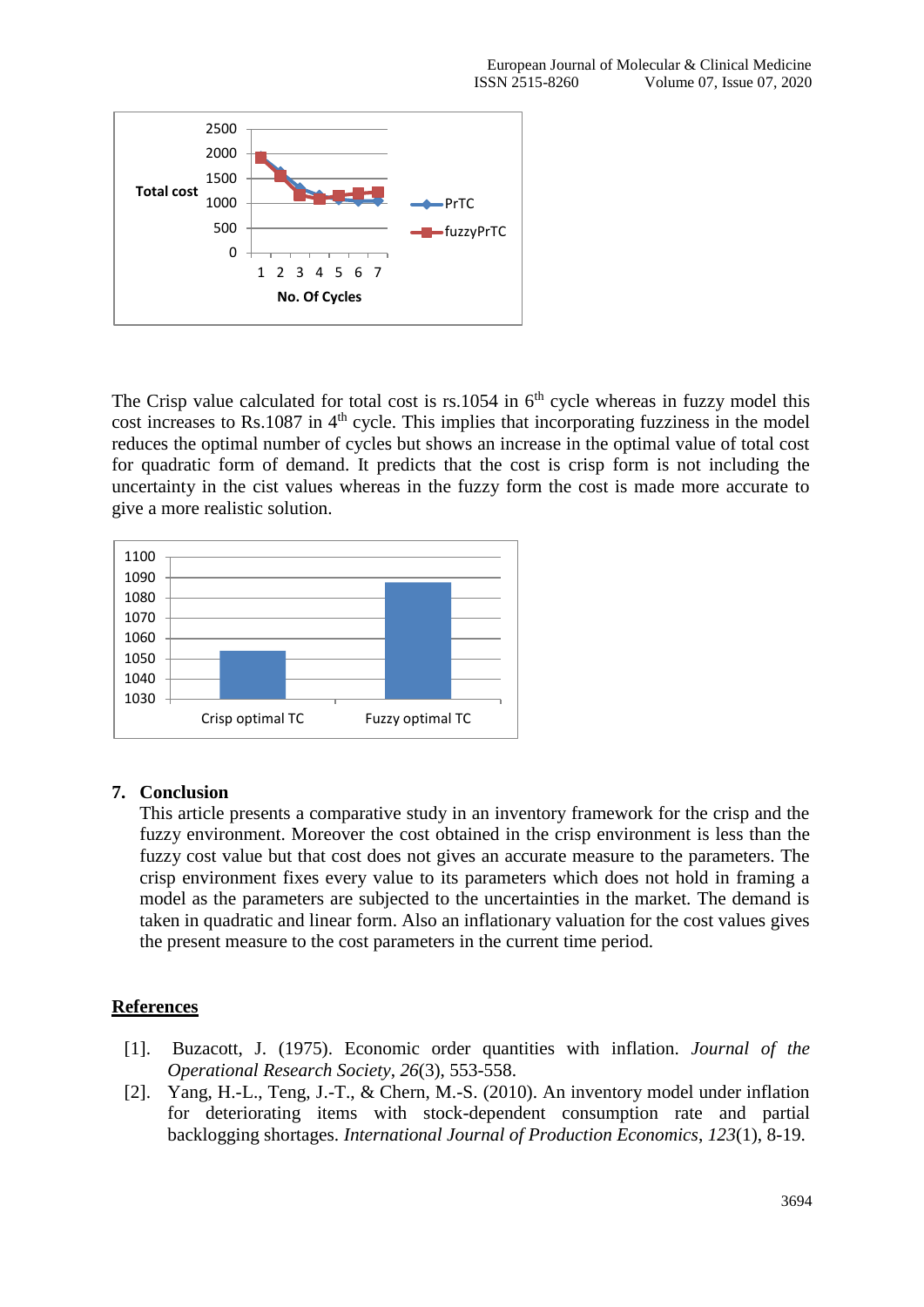The Crisp value calculated for total cost is rs.1054 in 6th cycle whereas in fuzzy model this cost increases to Rs.1087 in 4th cycle. This implies that incorporating fuzziness in the model reduces the optimal number of cycles but shows an increase in the optimal value of total cost for quadratic form of demand. It predicts that the cost is crisp form is not including the uncertainty in the cist values whereas in the fuzzy form the cost is made more accurate to give a more realistic solution.

## 7. Conclusion

This article presents a comparative study in an inventory framework for the crisp and the fuzzy environment. Moreover the cost obtained in the crisp environment is less than the fuzzy cost value but that cost does not gives an accurate measure to the parameters. The crisp environment fixes every value to its parameters which does not hold in framing a model as the parameters are subjected to the uncertainties in the market. The demand is taken in quadratic and linear form. Also an inflationary valuation for the cost values gives the present measure to the cost parameters in the current time period.

## References

[1]. Buzacott, J. (1975). Economic order quantities with inflation. *Journal of the Operational Research Society*, *26*(3), 553-558.

[2]. Yang, H.-L., Teng, J.-T., & Chern, M.-S. (2010). An inventory model under inflation for deteriorating items with stock-dependent consumption rate and partial backlogging shortages. *International Journal of Production Economics*, *123*(1), 8-19.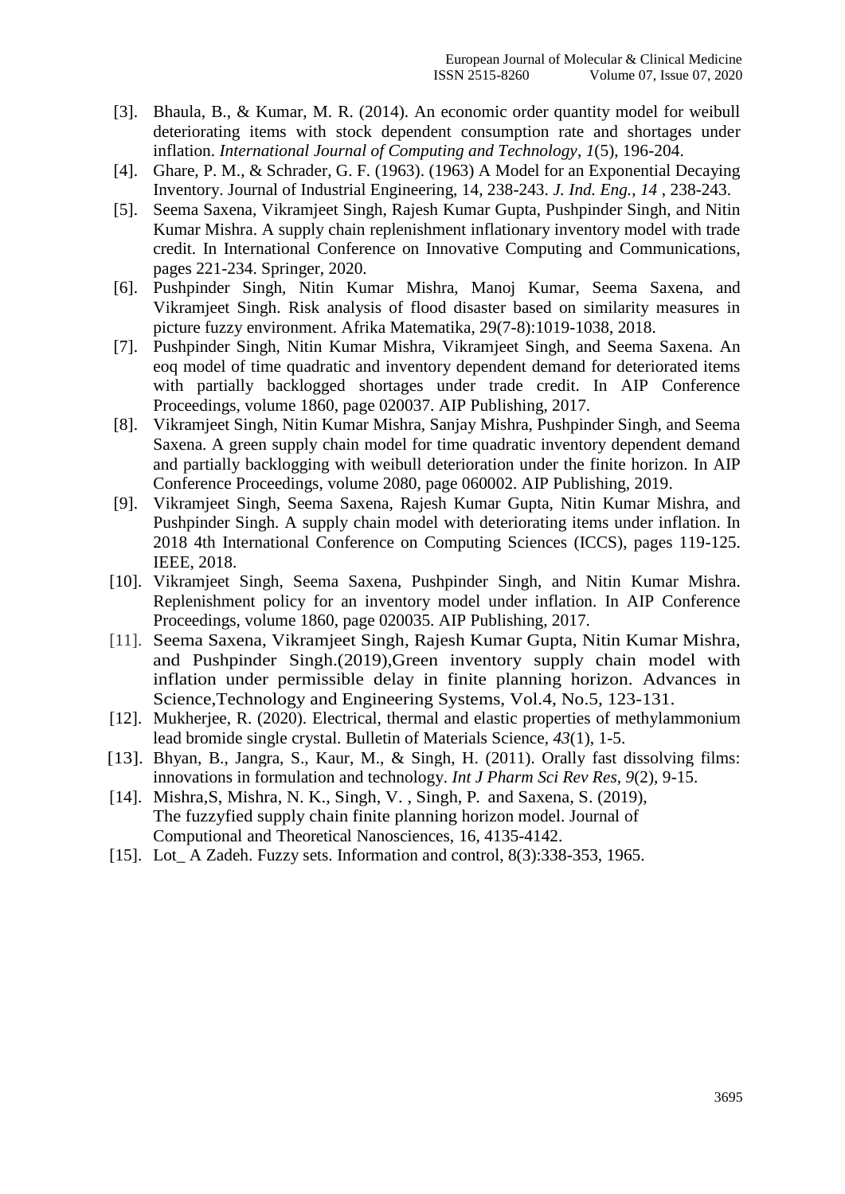[3]. Bhaula, B., & Kumar, M. R. (2014). An economic order quantity model for weibull deteriorating items with stock dependent consumption rate and shortages under inflation. *International Journal of Computing and Technology*, *1*(5), 196-204.

[4]. Ghare, P. M., & Schrader, G. F. (1963). (1963) A Model for an Exponential Decaying Inventory. Journal of Industrial Engineering, 14, 238-243. *J. Ind. Eng.*, *14* , 238-243.

[5]. Seema Saxena, Vikramjeet Singh, Rajesh Kumar Gupta, Pushpinder Singh, and Nitin Kumar Mishra. A supply chain replenishment inflationary inventory model with trade credit. In International Conference on Innovative Computing and Communications, pages 221-234. Springer, 2020.

[6]. Pushpinder Singh, Nitin Kumar Mishra, Manoj Kumar, Seema Saxena, and Vikramjeet Singh. Risk analysis of flood disaster based on similarity measures in picture fuzzy environment. Afrika Matematika, 29(7-8):1019-1038, 2018.

[7]. Pushpinder Singh, Nitin Kumar Mishra, Vikramjeet Singh, and Seema Saxena. An eoq model of time quadratic and inventory dependent demand for deteriorated items with partially backlogged shortages under trade credit. In AIP Conference Proceedings, volume 1860, page 020037. AIP Publishing, 2017.

[8]. Vikramjeet Singh, Nitin Kumar Mishra, Sanjay Mishra, Pushpinder Singh, and Seema Saxena. A green supply chain model for time quadratic inventory dependent demand and partially backlogging with weibull deterioration under the finite horizon. In AIP Conference Proceedings, volume 2080, page 060002. AIP Publishing, 2019.

[9]. Vikramjeet Singh, Seema Saxena, Rajesh Kumar Gupta, Nitin Kumar Mishra, and Pushpinder Singh. A supply chain model with deteriorating items under inflation. In 2018 4th International Conference on Computing Sciences (ICCS), pages 119-125. IEEE, 2018.

[10]. Vikramjeet Singh, Seema Saxena, Pushpinder Singh, and Nitin Kumar Mishra. Replenishment policy for an inventory model under inflation. In AIP Conference Proceedings, volume 1860, page 020035. AIP Publishing, 2017.

[11]. Seema Saxena, Vikramjeet Singh, Rajesh Kumar Gupta, Nitin Kumar Mishra, and Pushpinder Singh.(2019),Green inventory supply chain model with inflation under permissible delay in finite planning horizon. Advances in Science,Technology and Engineering Systems, Vol.4, No.5, 123-131.

[12]. Mukherjee, R. (2020). Electrical, thermal and elastic properties of methylammonium lead bromide single crystal. Bulletin of Materials Science, *43*(1), 1-5.

[13]. Bhyan, B., Jangra, S., Kaur, M., & Singh, H. (2011). Orally fast dissolving films: innovations in formulation and technology. *Int J Pharm Sci Rev Res*, *9*(2), 9-15.

[14]. Mishra,S, Mishra, N. K., Singh, V. , Singh, P. and Saxena, S. (2019), The fuzzyfied supply chain finite planning horizon model. Journal of Computional and Theoretical Nanosciences, 16, 4135-4142.

[15]. Lot_ A Zadeh. Fuzzy sets. Information and control, 8(3):338-353, 1965.